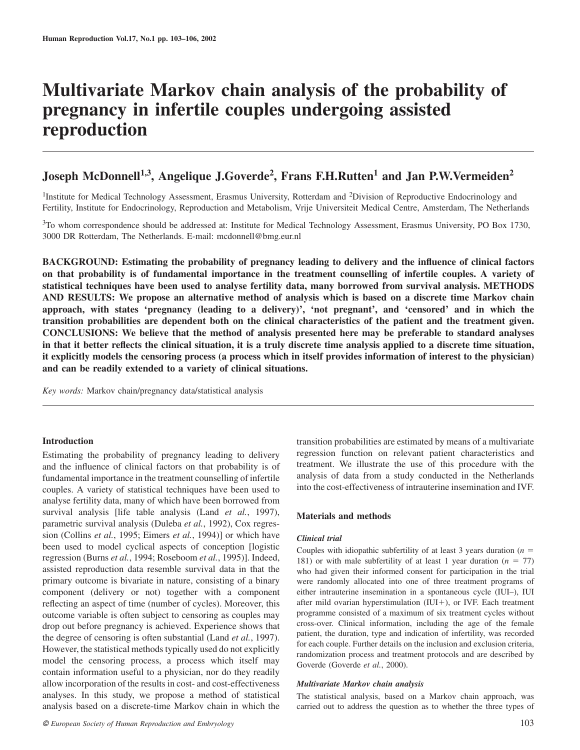# Multivariate Markov chain analysis of the probability of pregnancy in infertile couples undergoing assisted reproduction

**Joseph McDonnell[1,3], Angelique J.Goverde[2], Frans F.H.Rutten[1] and Jan P.W.Vermeiden[2]**

[1]Institute for Medical Technology Assessment, Erasmus University, Rotterdam and [2]Division of Reproductive Endocrinology and Fertility, Institute for Endocrinology, Reproduction and Metabolism, Vrije Universiteit Medical Centre, Amsterdam, The Netherlands

[3]To whom correspondence should be addressed at: Institute for Medical Technology Assessment, Erasmus University, PO Box 1730, 3000 DR Rotterdam, The Netherlands. E-mail: mcdonnell@bmg.eur.nl

**BACKGROUND: Estimating the probability of pregnancy leading to delivery and the influence of clinical factors on that probability is of fundamental importance in the treatment counselling of infertile couples. A variety of statistical techniques have been used to analyse fertility data, many borrowed from survival analysis. METHODS AND RESULTS: We propose an alternative method of analysis which is based on a discrete time Markov chain approach, with states 'pregnancy (leading to a delivery)', 'not pregnant', and 'censored' and in which the transition probabilities are dependent both on the clinical characteristics of the patient and the treatment given. CONCLUSIONS: We believe that the method of analysis presented here may be preferable to standard analyses in that it better reflects the clinical situation, it is a truly discrete time analysis applied to a discrete time situation, it explicitly models the censoring process (a process which in itself provides information of interest to the physician) and can be readily extended to a variety of clinical situations.**

*Key words:* Markov chain/pregnancy data/statistical analysis

## Introduction

Estimating the probability of pregnancy leading to delivery and the influence of clinical factors on that probability is of fundamental importance in the treatment counselling of infertile couples. A variety of statistical techniques have been used to analyse fertility data, many of which have been borrowed from survival analysis [life table analysis (Land *et al.*, 1997), parametric survival analysis (Duleba *et al.*, 1992), Cox regression (Collins *et al.*, 1995; Eimers *et al.*, 1994)] or which have been used to model cyclical aspects of conception [logistic regression (Burns *et al.*, 1994; Roseboom *et al.*, 1995)]. Indeed, assisted reproduction data resemble survival data in that the primary outcome is bivariate in nature, consisting of a binary component (delivery or not) together with a component reflecting an aspect of time (number of cycles). Moreover, this outcome variable is often subject to censoring as couples may drop out before pregnancy is achieved. Experience shows that the degree of censoring is often substantial (Land *et al.*, 1997). However, the statistical methods typically used do not explicitly model the censoring process, a process which itself may contain information useful to a physician, nor do they readily allow incorporation of the results in cost- and cost-effectiveness analyses. In this study, we propose a method of statistical analysis based on a discrete-time Markov chain in which the transition probabilities are estimated by means of a multivariate regression function on relevant patient characteristics and treatment. We illustrate the use of this procedure with the analysis of data from a study conducted in the Netherlands into the cost-effectiveness of intrauterine insemination and IVF.

## Materials and methods

### *Clinical trial*

Couples with idiopathic subfertility of at least 3 years duration ($n = 181$) or with male subfertility of at least 1 year duration ($n = 77$) who had given their informed consent for participation in the trial were randomly allocated into one of three treatment programs of either intrauterine insemination in a spontaneous cycle (IUI–), IUI after mild ovarian hyperstimulation (IUI+), or IVF. Each treatment programme consisted of a maximum of six treatment cycles without cross-over. Clinical information, including the age of the female patient, the duration, type and indication of infertility, was recorded for each couple. Further details on the inclusion and exclusion criteria, randomization process and treatment protocols and are described by Goverde (Goverde *et al.*, 2000).

### *Multivariate Markov chain analysis*

The statistical analysis, based on a Markov chain approach, was carried out to address the question as to whether the three types of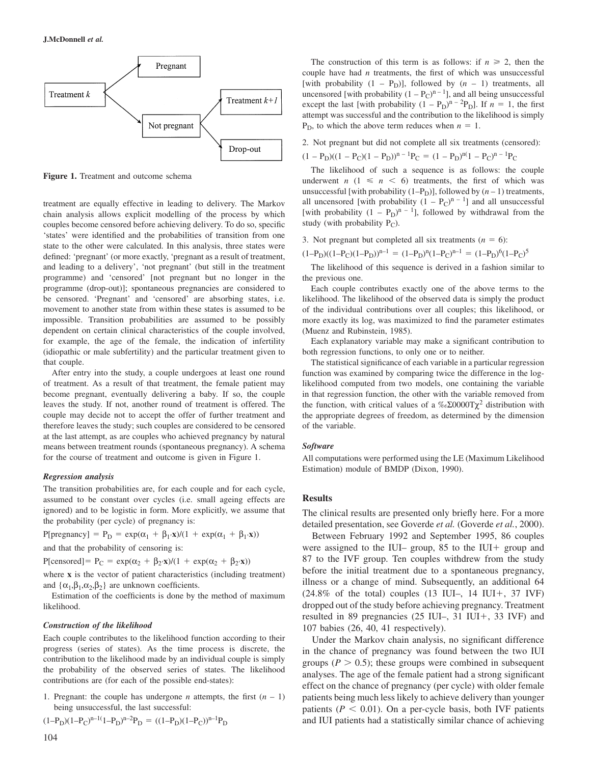Figure 1. Treatment and outcome schema

treatment are equally effective in leading to delivery. The Markov chain analysis allows explicit modelling of the process by which couples become censored before achieving delivery. To do so, specific 'states' were identified and the probabilities of transition from one state to the other were calculated. In this analysis, three states were defined: 'pregnant' (or more exactly, 'pregnant as a result of treatment, and leading to a delivery', 'not pregnant' (but still in the treatment programme) and 'censored' [not pregnant but no longer in the programme (drop-out)]; spontaneous pregnancies are considered to be censored. 'Pregnant' and 'censored' are absorbing states, i.e. movement to another state from within these states is assumed to be impossible. Transition probabilities are assumed to be possibly dependent on certain clinical characteristics of the couple involved, for example, the age of the female, the indication of infertility (idiopathic or male subfertility) and the particular treatment given to that couple.

After entry into the study, a couple undergoes at least one round of treatment. As a result of that treatment, the female patient may become pregnant, eventually delivering a baby. If so, the couple leaves the study. If not, another round of treatment is offered. The couple may decide not to accept the offer of further treatment and therefore leaves the study; such couples are considered to be censored at the last attempt, as are couples who achieved pregnancy by natural means between treatment rounds (spontaneous pregnancy). A schema for the course of treatment and outcome is given in Figure 1.

### *Regression analysis*

The transition probabilities are, for each couple and for each cycle, assumed to be constant over cycles (i.e. small ageing effects are ignored) and to be logistic in form. More explicitly, we assume that the probability (per cycle) of pregnancy is:

$$\text{P[pregnancy]} = P_D = \exp(\alpha_1 + \beta_1{'}\mathbf{x})/(1 + \exp(\alpha_1 + \beta_1{'}\mathbf{x}))$$

and that the probability of censoring is:

$$\text{P[censored]} = P_C = \exp(\alpha_2 + \beta_2{'}\mathbf{x})/(1 + \exp(\alpha_2 + \beta_2{'}\mathbf{x}))$$

where **x** is the vector of patient characteristics (including treatment) and $\{\alpha_1, \beta_1, \alpha_2, \beta_2\}$ are unknown coefficients.

Estimation of the coefficients is done by the method of maximum likelihood.

### *Construction of the likelihood*

Each couple contributes to the likelihood function according to their progress (series of states). As the time process is discrete, the contribution to the likelihood made by an individual couple is simply the probability of the observed series of states. The likelihood contributions are (for each of the possible end-states):

1. Pregnant: the couple has undergone $n$ attempts, the first $(n – 1)$ being unsuccessful, the last successful:

$$(1–P_D)(1–P_C)^{n–1}(1–P_D)^{n–2}P_D = ((1–P_D)(1–P_C))^{n–1}P_D$$

The construction of this term is as follows: if $n \geq 2$, then the couple have had $n$ treatments, the first of which was unsuccessful [with probability $(1 – P_D)$], followed by $(n – 1)$ treatments, all uncensored [with probability $(1 – P_C)^{n-1}$], and all being unsuccessful except the last [with probability $(1 – P_D)^{n-2}P_D$]. If $n = 1$, the first attempt was successful and the contribution to the likelihood is simply $P_D$, to which the above term reduces when $n = 1$.

2. Not pregnant but did not complete all six treatments (censored):

$$(1 – P_D)((1 – P_C)(1 – P_D))^{n-1}P_C = (1 – P_D)^n(1 – P_C)^{n-1}P_C$$

The likelihood of such a sequence is as follows: the couple underwent $n$ $(1 \leq n < 6)$ treatments, the first of which was unsuccessful [with probability $(1–P_D)$], followed by $(n – 1)$ treatments, all uncensored [with probability $(1 – P_C)^{n-1}$] and all unsuccessful [with probability $(1 – P_D)^{n-1}$], followed by withdrawal from the study (with probability $P_C$).

3. Not pregnant but completed all six treatments $(n = 6)$:

$$(1–P_D)((1–P_C)(1–P_D))^{n–1} = (1–P_D)^n(1–P_C)^{n–1} = (1–P_D)^6(1–P_C)^5$$

The likelihood of this sequence is derived in a fashion similar to the previous one.

Each couple contributes exactly one of the above terms to the likelihood. The likelihood of the observed data is simply the product of the individual contributions over all couples; this likelihood, or more exactly its log, was maximized to find the parameter estimates (Muenz and Rubinstein, 1985).

Each explanatory variable may make a significant contribution to both regression functions, to only one or to neither.

The statistical significance of each variable in a particular regression function was examined by comparing twice the difference in the log-likelihood computed from two models, one containing the variable in that regression function, the other with the variable removed from the function, with critical values of a ‰Σ0000T$\chi^2$ distribution with the appropriate degrees of freedom, as determined by the dimension of the variable.

### *Software*

All computations were performed using the LE (Maximum Likelihood Estimation) module of BMDP (Dixon, 1990).

## Results

The clinical results are presented only briefly here. For a more detailed presentation, see Goverde *et al.* (Goverde *et al.*, 2000).

Between February 1992 and September 1995, 86 couples were assigned to the IUI– group, 85 to the IUI+ group and 87 to the IVF group. Ten couples withdrew from the study before the initial treatment due to a spontaneous pregnancy, illness or a change of mind. Subsequently, an additional 64 (24.8% of the total) couples (13 IUI–, 14 IUI+, 37 IVF) dropped out of the study before achieving pregnancy. Treatment resulted in 89 pregnancies (25 IUI–, 31 IUI+, 33 IVF) and 107 babies (26, 40, 41 respectively).

Under the Markov chain analysis, no significant difference in the chance of pregnancy was found between the two IUI groups $(P > 0.5)$; these groups were combined in subsequent analyses. The age of the female patient had a strong significant effect on the chance of pregnancy (per cycle) with older female patients being much less likely to achieve delivery than younger patients $(P < 0.01)$. On a per-cycle basis, both IVF patients and IUI patients had a statistically similar chance of achieving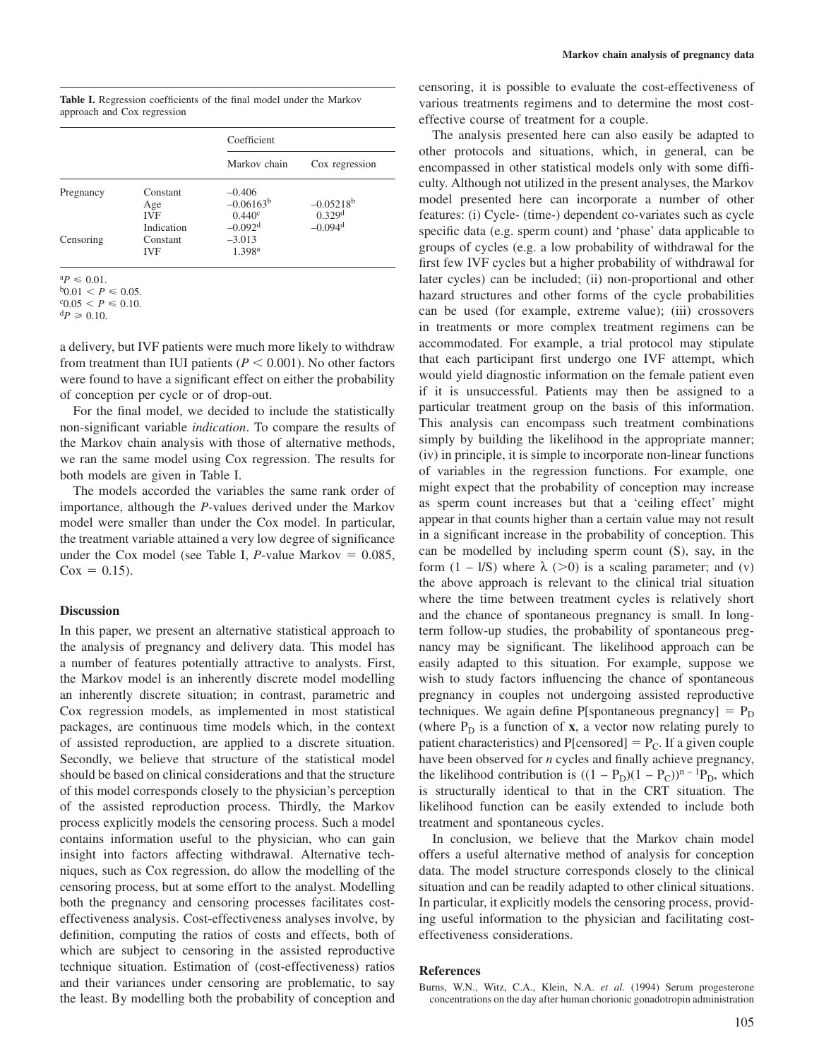**Table I.** Regression coefficients of the final model under the Markov approach and Cox regression

| | | Coefficient | |
|---|---|---|---|
| | | Markov chain | Cox regression |
| Pregnancy | Constant | –0.406 | |
| | Age | –0.06163[b] | –0.05218[b] |
| | IVF | 0.440[c] | 0.329[d] |
| | Indication | –0.092[d] | –0.094[d] |
| Censoring | Constant | –3.013 | |
| | IVF | 1.398[a] | |

[a]$P \leqslant 0.01$.
[b]$0.01 < P \leqslant 0.05$.
[c]$0.05 < P \leqslant 0.10$.
[d]$P \geqslant 0.10$.

a delivery, but IVF patients were much more likely to withdraw from treatment than IUI patients ($P < 0.001$). No other factors were found to have a significant effect on either the probability of conception per cycle or of drop-out.

For the final model, we decided to include the statistically non-significant variable *indication*. To compare the results of the Markov chain analysis with those of alternative methods, we ran the same model using Cox regression. The results for both models are given in Table I.

The models accorded the variables the same rank order of importance, although the *P*-values derived under the Markov model were smaller than under the Cox model. In particular, the treatment variable attained a very low degree of significance under the Cox model (see Table I, *P*-value Markov = 0.085, Cox = 0.15).

## Discussion

In this paper, we present an alternative statistical approach to the analysis of pregnancy and delivery data. This model has a number of features potentially attractive to analysts. First, the Markov model is an inherently discrete model modelling an inherently discrete situation; in contrast, parametric and Cox regression models, as implemented in most statistical packages, are continuous time models which, in the context of assisted reproduction, are applied to a discrete situation. Secondly, we believe that structure of the statistical model should be based on clinical considerations and that the structure of this model corresponds closely to the physician's perception of the assisted reproduction process. Thirdly, the Markov process explicitly models the censoring process. Such a model contains information useful to the physician, who can gain insight into factors affecting withdrawal. Alternative techniques, such as Cox regression, do allow the modelling of the censoring process, but at some effort to the analyst. Modelling both the pregnancy and censoring processes facilitates cost-effectiveness analysis. Cost-effectiveness analyses involve, by definition, computing the ratios of costs and effects, both of which are subject to censoring in the assisted reproductive technique situation. Estimation of (cost-effectiveness) ratios and their variances under censoring are problematic, to say the least. By modelling both the probability of conception and censoring, it is possible to evaluate the cost-effectiveness of various treatments regimens and to determine the most cost-effective course of treatment for a couple.

The analysis presented here can also easily be adapted to other protocols and situations, which, in general, can be encompassed in other statistical models only with some difficulty. Although not utilized in the present analyses, the Markov model presented here can incorporate a number of other features: (i) Cycle- (time-) dependent co-variates such as cycle specific data (e.g. sperm count) and 'phase' data applicable to groups of cycles (e.g. a low probability of withdrawal for the first few IVF cycles but a higher probability of withdrawal for later cycles) can be included; (ii) non-proportional and other hazard structures and other forms of the cycle probabilities can be used (for example, extreme value); (iii) crossovers in treatments or more complex treatment regimens can be accommodated. For example, a trial protocol may stipulate that each participant first undergo one IVF attempt, which would yield diagnostic information on the female patient even if it is unsuccessful. Patients may then be assigned to a particular treatment group on the basis of this information. This analysis can encompass such treatment combinations simply by building the likelihood in the appropriate manner; (iv) in principle, it is simple to incorporate non-linear functions of variables in the regression functions. For example, one might expect that the probability of conception may increase as sperm count increases but that a 'ceiling effect' might appear in that counts higher than a certain value may not result in a significant increase in the probability of conception. This can be modelled by including sperm count (S), say, in the form (1 – l/S) where $\lambda$ (>0) is a scaling parameter; and (v) the above approach is relevant to the clinical trial situation where the time between treatment cycles is relatively short and the chance of spontaneous pregnancy is small. In long-term follow-up studies, the probability of spontaneous pregnancy may be significant. The likelihood approach can be easily adapted to this situation. For example, suppose we wish to study factors influencing the chance of spontaneous pregnancy in couples not undergoing assisted reproductive techniques. We again define P[spontaneous pregnancy] = $P_D$ (where $P_D$ is a function of **x**, a vector now relating purely to patient characteristics) and P[censored] = $P_C$. If a given couple have been observed for *n* cycles and finally achieve pregnancy, the likelihood contribution is $((1 - P_D)(1 - P_C))^{n-1}P_D$, which is structurally identical to that in the CRT situation. The likelihood function can be easily extended to include both treatment and spontaneous cycles.

In conclusion, we believe that the Markov chain model offers a useful alternative method of analysis for conception data. The model structure corresponds closely to the clinical situation and can be readily adapted to other clinical situations. In particular, it explicitly models the censoring process, providing useful information to the physician and facilitating cost-effectiveness considerations.

## References

Burns, W.N., Witz, C.A., Klein, N.A. *et al.* (1994) Serum progesterone concentrations on the day after human chorionic gonadotropin administration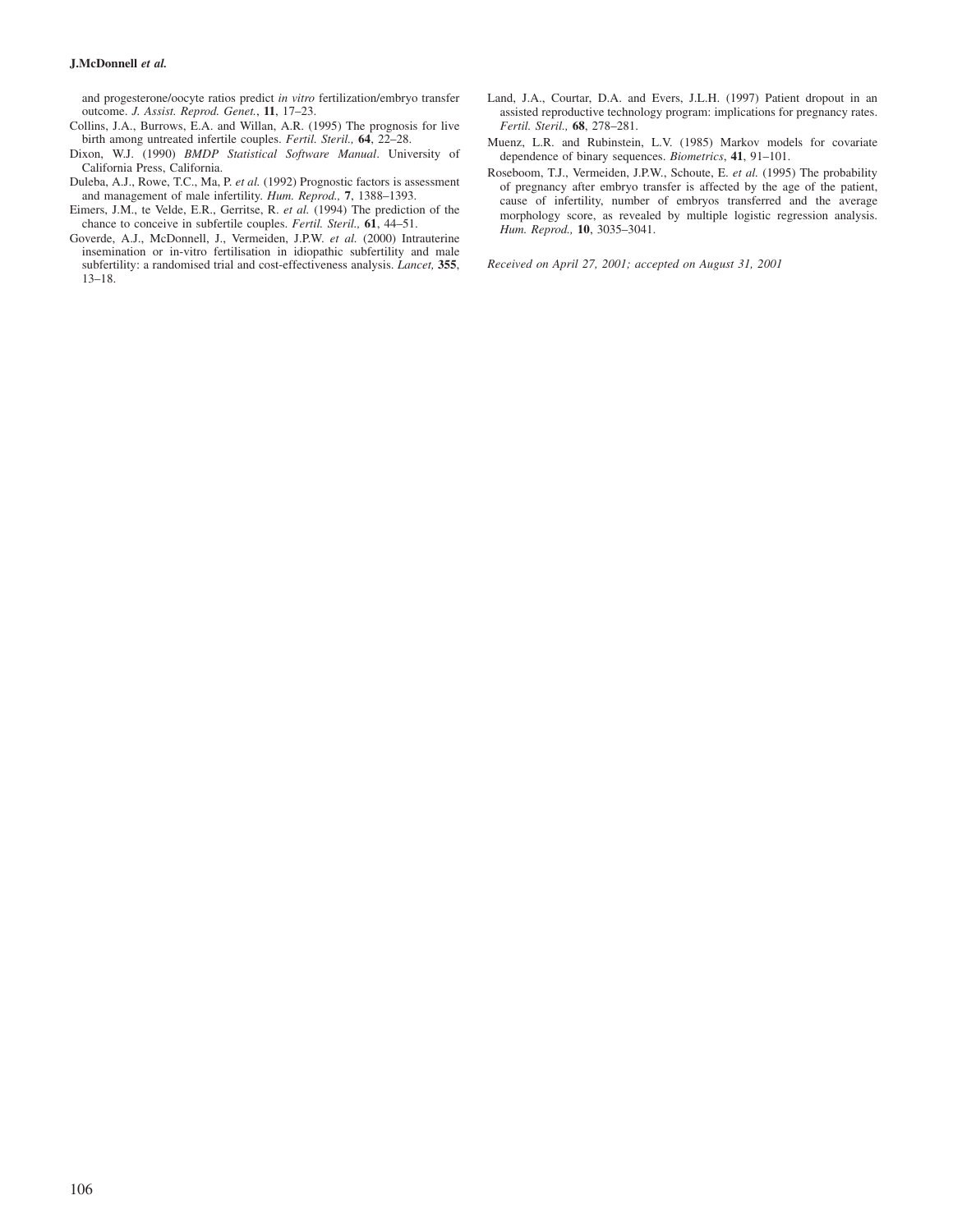and progesterone/oocyte ratios predict *in vitro* fertilization/embryo transfer outcome. *J. Assist. Reprod. Genet.*, **11**, 17–23.

Collins, J.A., Burrows, E.A. and Willan, A.R. (1995) The prognosis for live birth among untreated infertile couples. *Fertil. Steril.,* **64**, 22–28.

Dixon, W.J. (1990) *BMDP Statistical Software Manual*. University of California Press, California.

Duleba, A.J., Rowe, T.C., Ma, P. *et al.* (1992) Prognostic factors is assessment and management of male infertility. *Hum. Reprod.,* **7**, 1388–1393.

Eimers, J.M., te Velde, E.R., Gerritse, R. *et al.* (1994) The prediction of the chance to conceive in subfertile couples. *Fertil. Steril.,* **61**, 44–51.

Goverde, A.J., McDonnell, J., Vermeiden, J.P.W. *et al.* (2000) Intrauterine insemination or in-vitro fertilisation in idiopathic subfertility and male subfertility: a randomised trial and cost-effectiveness analysis. *Lancet,* **355**, 13–18.

Land, J.A., Courtar, D.A. and Evers, J.L.H. (1997) Patient dropout in an assisted reproductive technology program: implications for pregnancy rates. *Fertil. Steril.,* **68**, 278–281.

Muenz, L.R. and Rubinstein, L.V. (1985) Markov models for covariate dependence of binary sequences. *Biometrics*, **41**, 91–101.

Roseboom, T.J., Vermeiden, J.P.W., Schoute, E. *et al.* (1995) The probability of pregnancy after embryo transfer is affected by the age of the patient, cause of infertility, number of embryos transferred and the average morphology score, as revealed by multiple logistic regression analysis. *Hum. Reprod.,* **10**, 3035–3041.

*Received on April 27, 2001; accepted on August 31, 2001*